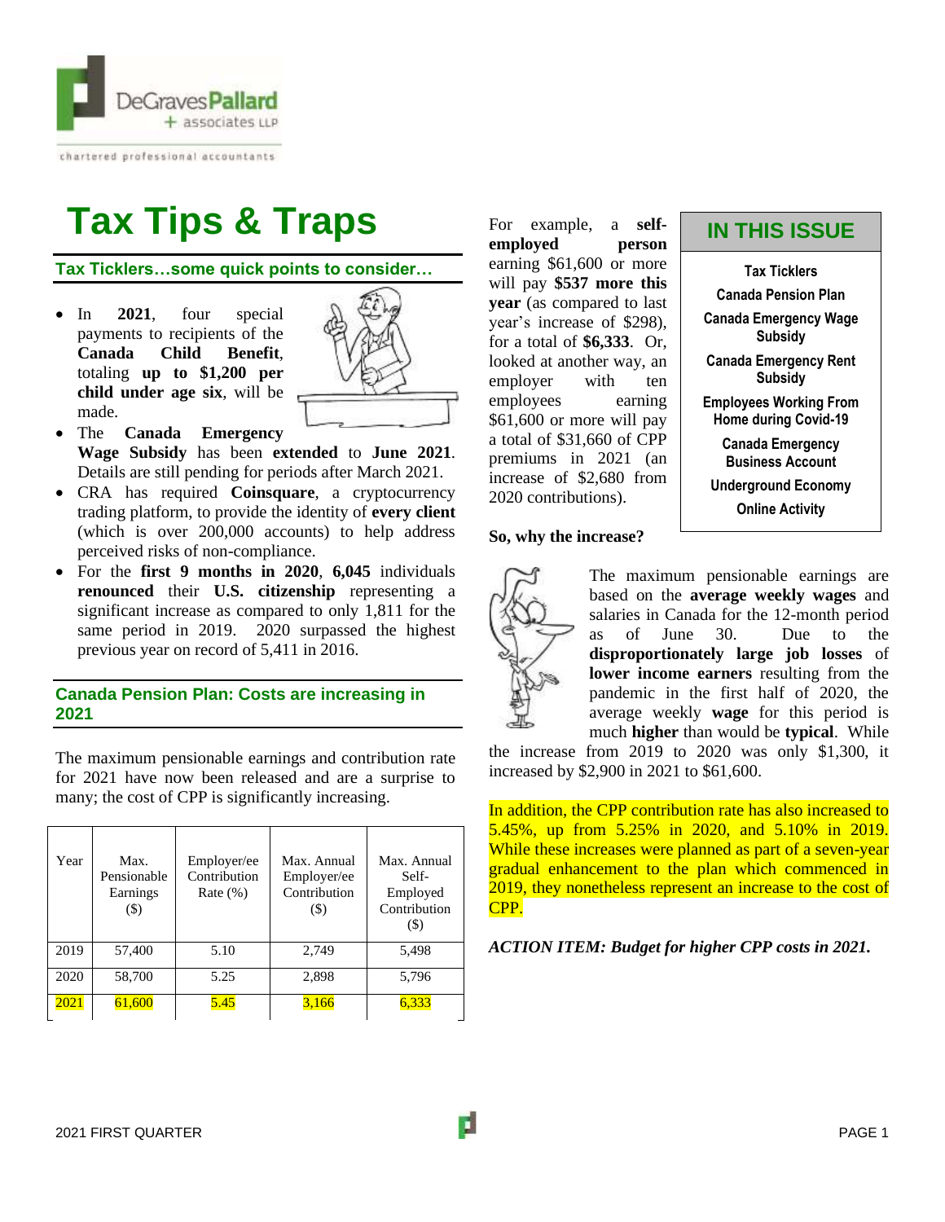# Tax Tips & Traps

## Tax Ticklers…some quick points to consider…

- In **2021**, four special payments to recipients of the **Canada Child Benefit**, totaling **up to $1,200 per child under age six**, will be made.
- The **Canada Emergency Wage Subsidy** has been **extended** to **June 2021**. Details are still pending for periods after March 2021.
- CRA has required **Coinsquare**, a cryptocurrency trading platform, to provide the identity of **every client** (which is over 200,000 accounts) to help address perceived risks of non-compliance.
- For the **first 9 months in 2020**, **6,045** individuals **renounced** their **U.S. citizenship** representing a significant increase as compared to only 1,811 for the same period in 2019. 2020 surpassed the highest previous year on record of 5,411 in 2016.

## Canada Pension Plan: Costs are increasing in 2021

The maximum pensionable earnings and contribution rate for 2021 have now been released and are a surprise to many; the cost of CPP is significantly increasing.

| Year | Max. Pensionable Earnings ($) | Employer/ee Contribution Rate (%) | Max. Annual Employer/ee Contribution ($) | Max. Annual Self-Employed Contribution ($) |
|---|---|---|---|---|
| 2019 | 57,400 | 5.10 | 2,749 | 5,498 |
| 2020 | 58,700 | 5.25 | 2,898 | 5,796 |
| 2021 | 61,600 | 5.45 | 3,166 | 6,333 |

For example, a **self-employed person** earning $61,600 or more will pay **$537 more this year** (as compared to last year's increase of $298), for a total of **$6,333**. Or, looked at another way, an employer with ten employees earning $61,600 or more will pay a total of $31,660 of CPP premiums in 2021 (an increase of $2,680 from 2020 contributions).

**So, why the increase?**

The maximum pensionable earnings are based on the **average weekly wages** and salaries in Canada for the 12-month period as of June 30. Due to the **disproportionately large job losses** of **lower income earners** resulting from the pandemic in the first half of 2020, the average weekly **wage** for this period is much **higher** than would be **typical**. While the increase from 2019 to 2020 was only $1,300, it increased by $2,900 in 2021 to $61,600.

In addition, the CPP contribution rate has also increased to 5.45%, up from 5.25% in 2020, and 5.10% in 2019. While these increases were planned as part of a seven-year gradual enhancement to the plan which commenced in 2019, they nonetheless represent an increase to the cost of CPP.

***ACTION ITEM: Budget for higher CPP costs in 2021.***

## IN THIS ISSUE

- Tax Ticklers
- Canada Pension Plan
- Canada Emergency Wage Subsidy
- Canada Emergency Rent Subsidy
- Employees Working From Home during Covid-19
- Canada Emergency Business Account
- Underground Economy
- Online Activity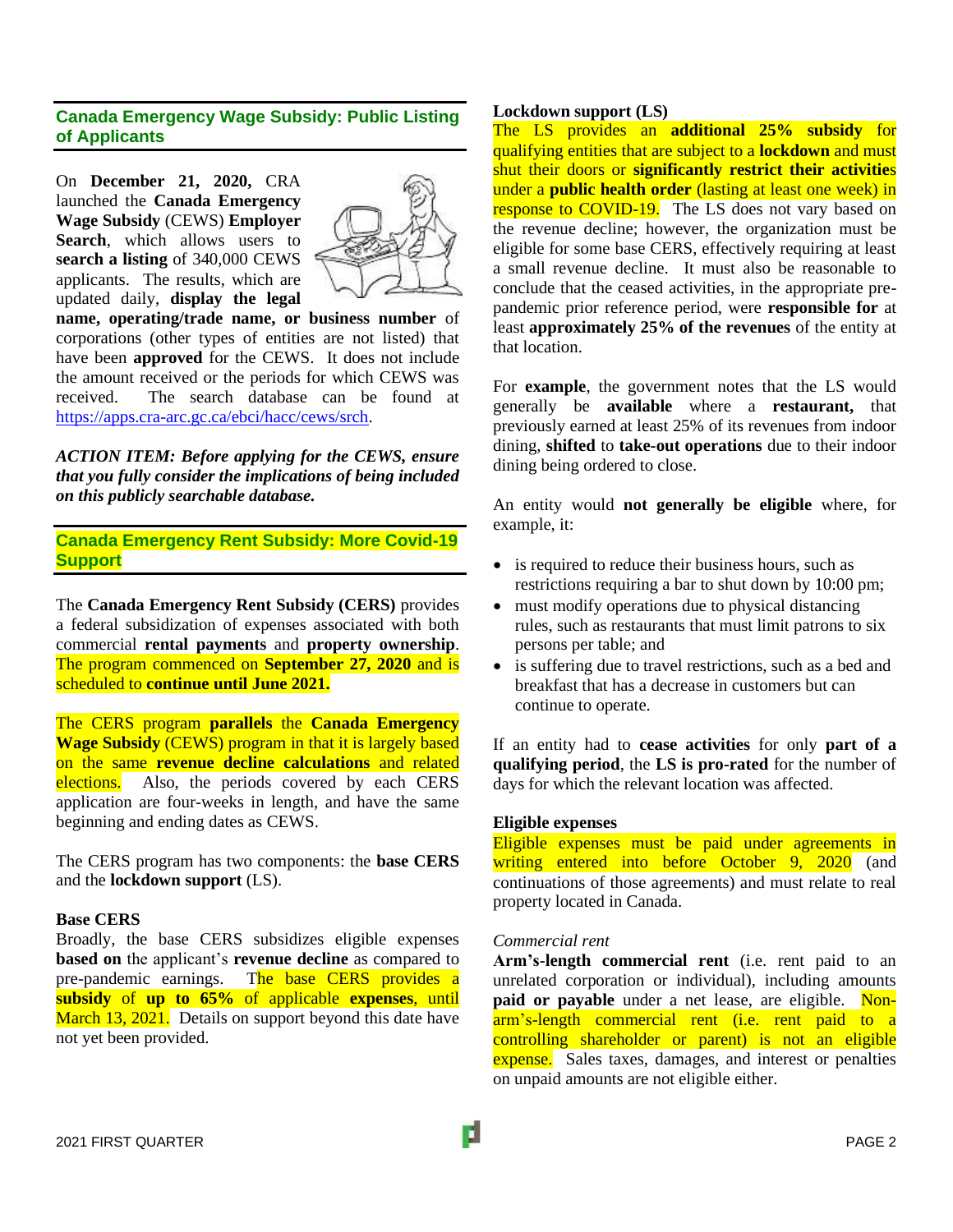## Canada Emergency Wage Subsidy: Public Listing of Applicants

On **December 21, 2020,** CRA launched the **Canada Emergency Wage Subsidy** (CEWS) **Employer Search**, which allows users to **search a listing** of 340,000 CEWS applicants. The results, which are updated daily, **display the legal name, operating/trade name, or business number** of corporations (other types of entities are not listed) that have been **approved** for the CEWS. It does not include the amount received or the periods for which CEWS was received. The search database can be found at https://apps.cra-arc.gc.ca/ebci/hacc/cews/srch.

***ACTION ITEM: Before applying for the CEWS, ensure that you fully consider the implications of being included on this publicly searchable database.***

## Canada Emergency Rent Subsidy: More Covid-19 Support

The **Canada Emergency Rent Subsidy (CERS)** provides a federal subsidization of expenses associated with both commercial **rental payments** and **property ownership**. The program commenced on **September 27, 2020** and is scheduled to **continue until June 2021.**

The CERS program **parallels** the **Canada Emergency Wage Subsidy** (CEWS) program in that it is largely based on the same **revenue decline calculations** and related elections. Also, the periods covered by each CERS application are four-weeks in length, and have the same beginning and ending dates as CEWS.

The CERS program has two components: the **base CERS** and the **lockdown support** (LS).

### Base CERS

Broadly, the base CERS subsidizes eligible expenses **based on** the applicant's **revenue decline** as compared to pre-pandemic earnings. The base CERS provides a **subsidy** of **up to 65%** of applicable **expenses**, until March 13, 2021. Details on support beyond this date have not yet been provided.

### Lockdown support (LS)

The LS provides an **additional 25% subsidy** for qualifying entities that are subject to a **lockdown** and must shut their doors or **significantly restrict their activities** under a **public health order** (lasting at least one week) in response to COVID-19. The LS does not vary based on the revenue decline; however, the organization must be eligible for some base CERS, effectively requiring at least a small revenue decline. It must also be reasonable to conclude that the ceased activities, in the appropriate pre-pandemic prior reference period, were **responsible for** at least **approximately 25% of the revenues** of the entity at that location.

For **example**, the government notes that the LS would generally be **available** where a **restaurant,** that previously earned at least 25% of its revenues from indoor dining, **shifted** to **take-out operations** due to their indoor dining being ordered to close.

An entity would **not generally be eligible** where, for example, it:

- is required to reduce their business hours, such as restrictions requiring a bar to shut down by 10:00 pm;
- must modify operations due to physical distancing rules, such as restaurants that must limit patrons to six persons per table; and
- is suffering due to travel restrictions, such as a bed and breakfast that has a decrease in customers but can continue to operate.

If an entity had to **cease activities** for only **part of a qualifying period**, the **LS is pro-rated** for the number of days for which the relevant location was affected.

### Eligible expenses

Eligible expenses must be paid under agreements in writing entered into before October 9, 2020 (and continuations of those agreements) and must relate to real property located in Canada.

*Commercial rent*

**Arm's-length commercial rent** (i.e. rent paid to an unrelated corporation or individual), including amounts **paid or payable** under a net lease, are eligible. Non-arm's-length commercial rent (i.e. rent paid to a controlling shareholder or parent) is not an eligible expense. Sales taxes, damages, and interest or penalties on unpaid amounts are not eligible either.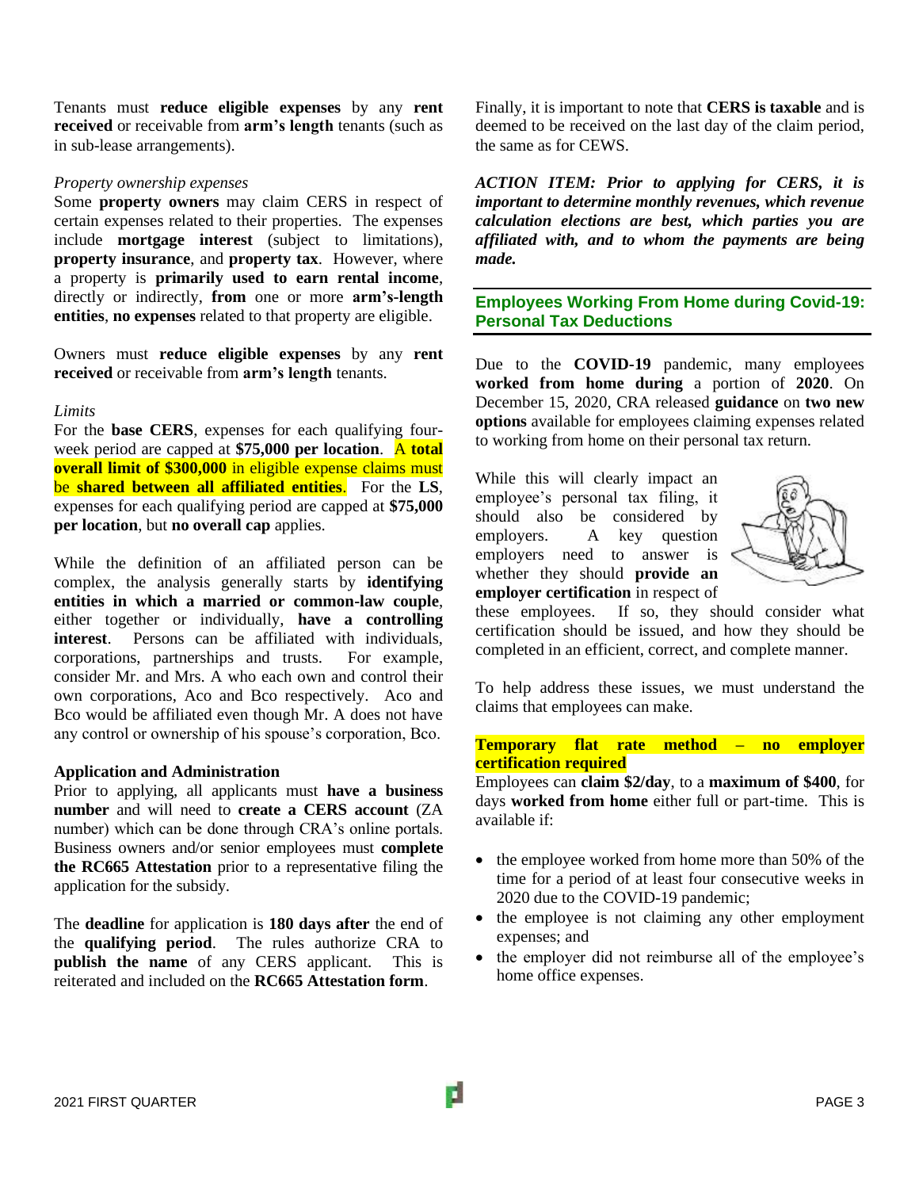Tenants must **reduce eligible expenses** by any **rent received** or receivable from **arm's length** tenants (such as in sub-lease arrangements).

*Property ownership expenses*

Some **property owners** may claim CERS in respect of certain expenses related to their properties. The expenses include **mortgage interest** (subject to limitations), **property insurance**, and **property tax**. However, where a property is **primarily used to earn rental income**, directly or indirectly, **from** one or more **arm's-length entities**, **no expenses** related to that property are eligible.

Owners must **reduce eligible expenses** by any **rent received** or receivable from **arm's length** tenants.

*Limits*

For the **base CERS**, expenses for each qualifying four-week period are capped at **$75,000 per location**. A **total overall limit of $300,000** in eligible expense claims must be **shared between all affiliated entities**. For the **LS**, expenses for each qualifying period are capped at **$75,000 per location**, but **no overall cap** applies.

While the definition of an affiliated person can be complex, the analysis generally starts by **identifying entities in which a married or common-law couple**, either together or individually, **have a controlling interest**. Persons can be affiliated with individuals, corporations, partnerships and trusts. For example, consider Mr. and Mrs. A who each own and control their own corporations, Aco and Bco respectively. Aco and Bco would be affiliated even though Mr. A does not have any control or ownership of his spouse's corporation, Bco.

**Application and Administration**

Prior to applying, all applicants must **have a business number** and will need to **create a CERS account** (ZA number) which can be done through CRA's online portals. Business owners and/or senior employees must **complete the RC665 Attestation** prior to a representative filing the application for the subsidy.

The **deadline** for application is **180 days after** the end of the **qualifying period**. The rules authorize CRA to **publish the name** of any CERS applicant. This is reiterated and included on the **RC665 Attestation form**.

Finally, it is important to note that **CERS is taxable** and is deemed to be received on the last day of the claim period, the same as for CEWS.

***ACTION ITEM: Prior to applying for CERS, it is important to determine monthly revenues, which revenue calculation elections are best, which parties you are affiliated with, and to whom the payments are being made.***

## Employees Working From Home during Covid-19: Personal Tax Deductions

Due to the **COVID-19** pandemic, many employees **worked from home during** a portion of **2020**. On December 15, 2020, CRA released **guidance** on **two new options** available for employees claiming expenses related to working from home on their personal tax return.

While this will clearly impact an employee's personal tax filing, it should also be considered by employers. A key question employers need to answer is whether they should **provide an employer certification** in respect of these employees. If so, they should consider what certification should be issued, and how they should be completed in an efficient, correct, and complete manner.

To help address these issues, we must understand the claims that employees can make.

**Temporary flat rate method – no employer certification required**

Employees can **claim $2/day**, to a **maximum of $400**, for days **worked from home** either full or part-time. This is available if:

- the employee worked from home more than 50% of the time for a period of at least four consecutive weeks in 2020 due to the COVID-19 pandemic;
- the employee is not claiming any other employment expenses; and
- the employer did not reimburse all of the employee's home office expenses.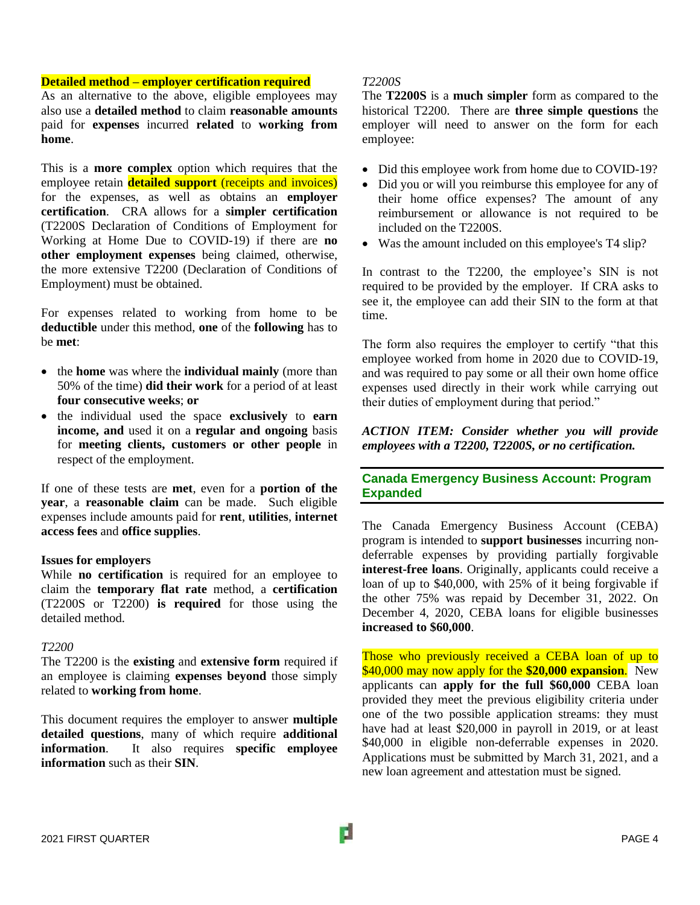**Detailed method – employer certification required**

As an alternative to the above, eligible employees may also use a **detailed method** to claim **reasonable amounts** paid for **expenses** incurred **related** to **working from home**.

This is a **more complex** option which requires that the employee retain **detailed support** (receipts and invoices) for the expenses, as well as obtains an **employer certification**. CRA allows for a **simpler certification** (T2200S Declaration of Conditions of Employment for Working at Home Due to COVID-19) if there are **no other employment expenses** being claimed, otherwise, the more extensive T2200 (Declaration of Conditions of Employment) must be obtained.

For expenses related to working from home to be **deductible** under this method, **one** of the **following** has to be **met**:

- the **home** was where the **individual mainly** (more than 50% of the time) **did their work** for a period of at least **four consecutive weeks**; **or**
- the individual used the space **exclusively** to **earn income, and** used it on a **regular and ongoing** basis for **meeting clients, customers or other people** in respect of the employment.

If one of these tests are **met**, even for a **portion of the year**, a **reasonable claim** can be made. Such eligible expenses include amounts paid for **rent**, **utilities**, **internet access fees** and **office supplies**.

**Issues for employers**

While **no certification** is required for an employee to claim the **temporary flat rate** method, a **certification** (T2200S or T2200) **is required** for those using the detailed method.

*T2200*

The T2200 is the **existing** and **extensive form** required if an employee is claiming **expenses beyond** those simply related to **working from home**.

This document requires the employer to answer **multiple detailed questions**, many of which require **additional information**. It also requires **specific employee information** such as their **SIN**.

*T2200S*

The **T2200S** is a **much simpler** form as compared to the historical T2200. There are **three simple questions** the employer will need to answer on the form for each employee:

- Did this employee work from home due to COVID-19?
- Did you or will you reimburse this employee for any of their home office expenses? The amount of any reimbursement or allowance is not required to be included on the T2200S.
- Was the amount included on this employee's T4 slip?

In contrast to the T2200, the employee's SIN is not required to be provided by the employer. If CRA asks to see it, the employee can add their SIN to the form at that time.

The form also requires the employer to certify "that this employee worked from home in 2020 due to COVID-19, and was required to pay some or all their own home office expenses used directly in their work while carrying out their duties of employment during that period."

***ACTION ITEM: Consider whether you will provide employees with a T2200, T2200S, or no certification.***

## Canada Emergency Business Account: Program Expanded

The Canada Emergency Business Account (CEBA) program is intended to **support businesses** incurring non-deferrable expenses by providing partially forgivable **interest-free loans**. Originally, applicants could receive a loan of up to $40,000, with 25% of it being forgivable if the other 75% was repaid by December 31, 2022. On December 4, 2020, CEBA loans for eligible businesses **increased to $60,000**.

Those who previously received a CEBA loan of up to $40,000 may now apply for the **$20,000 expansion**. New applicants can **apply for the full $60,000** CEBA loan provided they meet the previous eligibility criteria under one of the two possible application streams: they must have had at least $20,000 in payroll in 2019, or at least $40,000 in eligible non-deferrable expenses in 2020. Applications must be submitted by March 31, 2021, and a new loan agreement and attestation must be signed.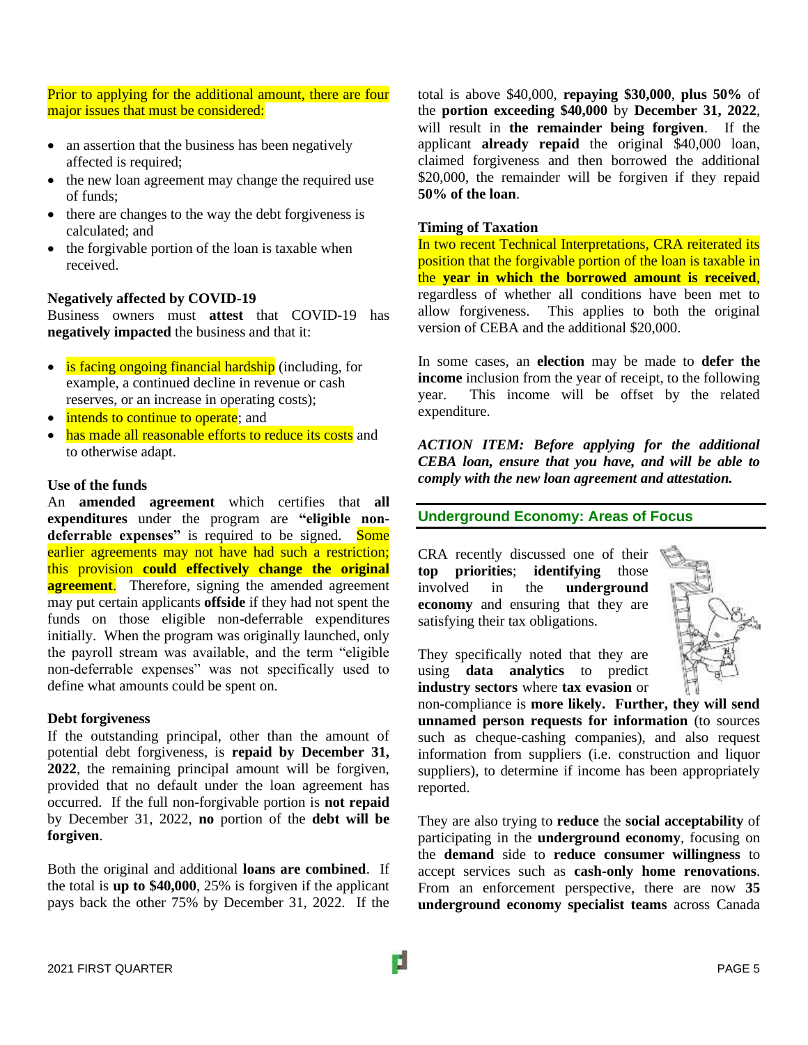Prior to applying for the additional amount, there are four major issues that must be considered:

- an assertion that the business has been negatively affected is required;
- the new loan agreement may change the required use of funds;
- there are changes to the way the debt forgiveness is calculated; and
- the forgivable portion of the loan is taxable when received.

**Negatively affected by COVID-19**

Business owners must **attest** that COVID-19 has **negatively impacted** the business and that it:

- is facing ongoing financial hardship (including, for example, a continued decline in revenue or cash reserves, or an increase in operating costs);
- intends to continue to operate; and
- has made all reasonable efforts to reduce its costs and to otherwise adapt.

**Use of the funds**

An **amended agreement** which certifies that **all expenditures** under the program are **"eligible non-deferrable expenses"** is required to be signed. Some earlier agreements may not have had such a restriction; this provision **could effectively change the original agreement**. Therefore, signing the amended agreement may put certain applicants **offside** if they had not spent the funds on those eligible non-deferrable expenditures initially. When the program was originally launched, only the payroll stream was available, and the term "eligible non-deferrable expenses" was not specifically used to define what amounts could be spent on.

**Debt forgiveness**

If the outstanding principal, other than the amount of potential debt forgiveness, is **repaid by December 31, 2022**, the remaining principal amount will be forgiven, provided that no default under the loan agreement has occurred. If the full non-forgivable portion is **not repaid** by December 31, 2022, **no** portion of the **debt will be forgiven**.

Both the original and additional **loans are combined**. If the total is **up to $40,000**, 25% is forgiven if the applicant pays back the other 75% by December 31, 2022. If the total is above $40,000, **repaying $30,000**, **plus 50%** of the **portion exceeding $40,000** by **December 31, 2022**, will result in **the remainder being forgiven**. If the applicant **already repaid** the original $40,000 loan, claimed forgiveness and then borrowed the additional $20,000, the remainder will be forgiven if they repaid **50% of the loan**.

**Timing of Taxation**

In two recent Technical Interpretations, CRA reiterated its position that the forgivable portion of the loan is taxable in the **year in which the borrowed amount is received**, regardless of whether all conditions have been met to allow forgiveness. This applies to both the original version of CEBA and the additional $20,000.

In some cases, an **election** may be made to **defer the income** inclusion from the year of receipt, to the following year. This income will be offset by the related expenditure.

***ACTION ITEM: Before applying for the additional CEBA loan, ensure that you have, and will be able to comply with the new loan agreement and attestation.***

## Underground Economy: Areas of Focus

CRA recently discussed one of their **top priorities**; **identifying** those involved in the **underground economy** and ensuring that they are satisfying their tax obligations.

They specifically noted that they are using **data analytics** to predict **industry sectors** where **tax evasion** or non-compliance is **more likely. Further, they will send unnamed person requests for information** (to sources such as cheque-cashing companies), and also request information from suppliers (i.e. construction and liquor suppliers), to determine if income has been appropriately reported.

They are also trying to **reduce** the **social acceptability** of participating in the **underground economy**, focusing on the **demand** side to **reduce consumer willingness** to accept services such as **cash-only home renovations**. From an enforcement perspective, there are now **35 underground economy specialist teams** across Canada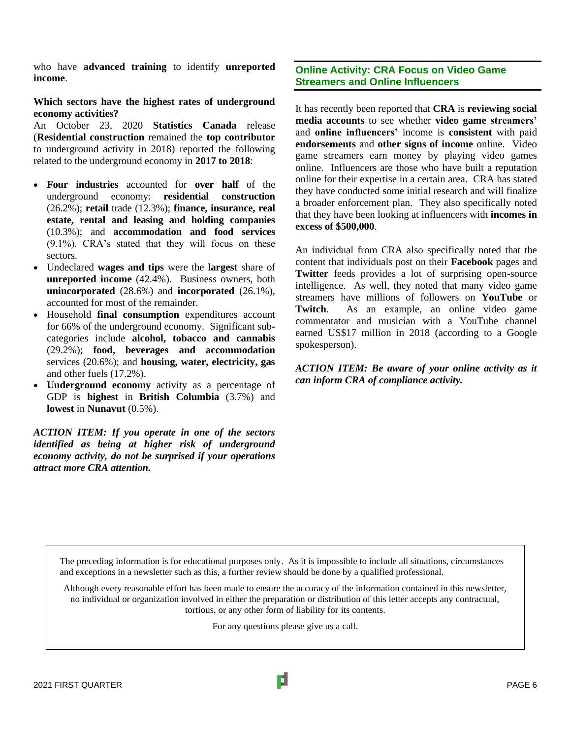who have **advanced training** to identify **unreported income**.

**Which sectors have the highest rates of underground economy activities?**

An October 23, 2020 **Statistics Canada** release (**Residential construction** remained the **top contributor** to underground activity in 2018) reported the following related to the underground economy in **2017 to 2018**:

- **Four industries** accounted for **over half** of the underground economy: **residential construction** (26.2%); **retail** trade (12.3%); **finance, insurance, real estate, rental and leasing and holding companies** (10.3%); and **accommodation and food services** (9.1%). CRA's stated that they will focus on these sectors.
- Undeclared **wages and tips** were the **largest** share of **unreported income** (42.4%). Business owners, both **unincorporated** (28.6%) and **incorporated** (26.1%), accounted for most of the remainder.
- Household **final consumption** expenditures account for 66% of the underground economy. Significant sub-categories include **alcohol, tobacco and cannabis** (29.2%); **food, beverages and accommodation** services (20.6%); and **housing, water, electricity, gas** and other fuels (17.2%).
- **Underground economy** activity as a percentage of GDP is **highest** in **British Columbia** (3.7%) and **lowest** in **Nunavut** (0.5%).

***ACTION ITEM: If you operate in one of the sectors identified as being at higher risk of underground economy activity, do not be surprised if your operations attract more CRA attention.***

## Online Activity: CRA Focus on Video Game Streamers and Online Influencers

It has recently been reported that **CRA** is **reviewing social media accounts** to see whether **video game streamers'** and **online influencers'** income is **consistent** with paid **endorsements** and **other signs of income** online. Video game streamers earn money by playing video games online. Influencers are those who have built a reputation online for their expertise in a certain area. CRA has stated they have conducted some initial research and will finalize a broader enforcement plan. They also specifically noted that they have been looking at influencers with **incomes in excess of $500,000**.

An individual from CRA also specifically noted that the content that individuals post on their **Facebook** pages and **Twitter** feeds provides a lot of surprising open-source intelligence. As well, they noted that many video game streamers have millions of followers on **YouTube** or **Twitch**. As an example, an online video game commentator and musician with a YouTube channel earned US$17 million in 2018 (according to a Google spokesperson).

***ACTION ITEM: Be aware of your online activity as it can inform CRA of compliance activity.***

---

The preceding information is for educational purposes only. As it is impossible to include all situations, circumstances and exceptions in a newsletter such as this, a further review should be done by a qualified professional.

Although every reasonable effort has been made to ensure the accuracy of the information contained in this newsletter, no individual or organization involved in either the preparation or distribution of this letter accepts any contractual, tortious, or any other form of liability for its contents.

For any questions please give us a call.